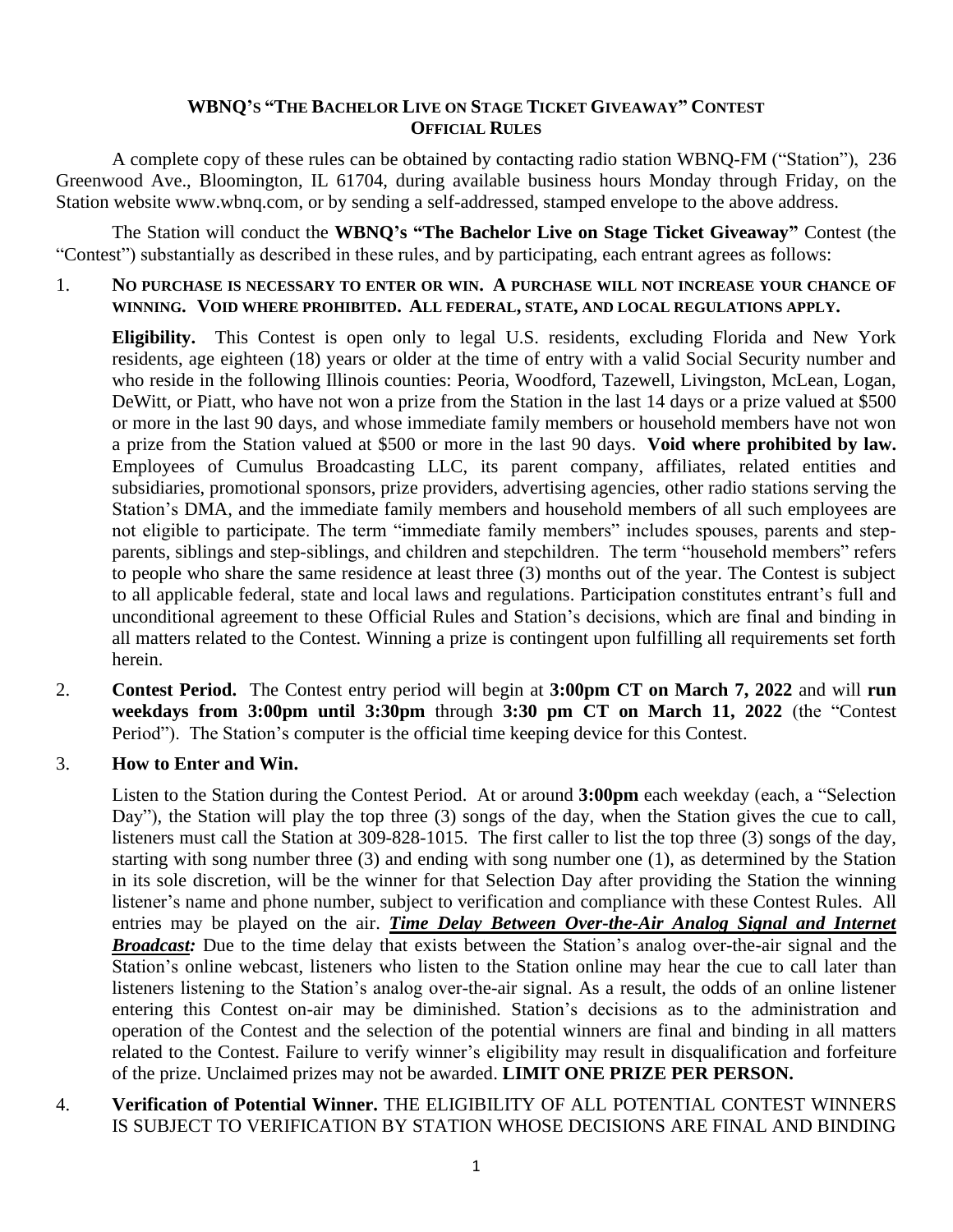# WBNQ's "The Bachelor Live on Stage Ticket Giveaway" Contest
## Official Rules

A complete copy of these rules can be obtained by contacting radio station WBNQ-FM ("Station"), 236 Greenwood Ave., Bloomington, IL 61704, during available business hours Monday through Friday, on the Station website www.wbnq.com, or by sending a self-addressed, stamped envelope to the above address.

The Station will conduct the **WBNQ's "The Bachelor Live on Stage Ticket Giveaway"** Contest (the "Contest") substantially as described in these rules, and by participating, each entrant agrees as follows:

1. **NO PURCHASE IS NECESSARY TO ENTER OR WIN. A PURCHASE WILL NOT INCREASE YOUR CHANCE OF WINNING. VOID WHERE PROHIBITED. ALL FEDERAL, STATE, AND LOCAL REGULATIONS APPLY.**

   **Eligibility.** This Contest is open only to legal U.S. residents, excluding Florida and New York residents, age eighteen (18) years or older at the time of entry with a valid Social Security number and who reside in the following Illinois counties: Peoria, Woodford, Tazewell, Livingston, McLean, Logan, DeWitt, or Piatt, who have not won a prize from the Station in the last 14 days or a prize valued at $500 or more in the last 90 days, and whose immediate family members or household members have not won a prize from the Station valued at $500 or more in the last 90 days. **Void where prohibited by law.** Employees of Cumulus Broadcasting LLC, its parent company, affiliates, related entities and subsidiaries, promotional sponsors, prize providers, advertising agencies, other radio stations serving the Station's DMA, and the immediate family members and household members of all such employees are not eligible to participate. The term "immediate family members" includes spouses, parents and step-parents, siblings and step-siblings, and children and stepchildren. The term "household members" refers to people who share the same residence at least three (3) months out of the year. The Contest is subject to all applicable federal, state and local laws and regulations. Participation constitutes entrant's full and unconditional agreement to these Official Rules and Station's decisions, which are final and binding in all matters related to the Contest. Winning a prize is contingent upon fulfilling all requirements set forth herein.

2. **Contest Period.** The Contest entry period will begin at **3:00pm CT on March 7, 2022** and will **run weekdays from 3:00pm until 3:30pm** through **3:30 pm CT on March 11, 2022** (the "Contest Period"). The Station's computer is the official time keeping device for this Contest.

3. **How to Enter and Win.**

   Listen to the Station during the Contest Period. At or around **3:00pm** each weekday (each, a "Selection Day"), the Station will play the top three (3) songs of the day, when the Station gives the cue to call, listeners must call the Station at 309-828-1015. The first caller to list the top three (3) songs of the day, starting with song number three (3) and ending with song number one (1), as determined by the Station in its sole discretion, will be the winner for that Selection Day after providing the Station the winning listener's name and phone number, subject to verification and compliance with these Contest Rules. All entries may be played on the air. ***Time Delay Between Over-the-Air Analog Signal and Internet Broadcast:*** Due to the time delay that exists between the Station's analog over-the-air signal and the Station's online webcast, listeners who listen to the Station online may hear the cue to call later than listeners listening to the Station's analog over-the-air signal. As a result, the odds of an online listener entering this Contest on-air may be diminished. Station's decisions as to the administration and operation of the Contest and the selection of the potential winners are final and binding in all matters related to the Contest. Failure to verify winner's eligibility may result in disqualification and forfeiture of the prize. Unclaimed prizes may not be awarded. **LIMIT ONE PRIZE PER PERSON.**

4. **Verification of Potential Winner.** THE ELIGIBILITY OF ALL POTENTIAL CONTEST WINNERS IS SUBJECT TO VERIFICATION BY STATION WHOSE DECISIONS ARE FINAL AND BINDING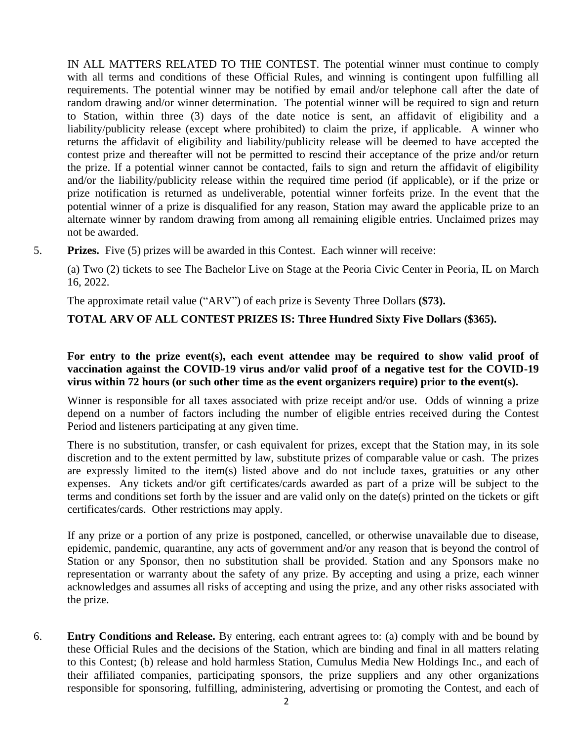IN ALL MATTERS RELATED TO THE CONTEST. The potential winner must continue to comply with all terms and conditions of these Official Rules, and winning is contingent upon fulfilling all requirements. The potential winner may be notified by email and/or telephone call after the date of random drawing and/or winner determination. The potential winner will be required to sign and return to Station, within three (3) days of the date notice is sent, an affidavit of eligibility and a liability/publicity release (except where prohibited) to claim the prize, if applicable. A winner who returns the affidavit of eligibility and liability/publicity release will be deemed to have accepted the contest prize and thereafter will not be permitted to rescind their acceptance of the prize and/or return the prize. If a potential winner cannot be contacted, fails to sign and return the affidavit of eligibility and/or the liability/publicity release within the required time period (if applicable), or if the prize or prize notification is returned as undeliverable, potential winner forfeits prize. In the event that the potential winner of a prize is disqualified for any reason, Station may award the applicable prize to an alternate winner by random drawing from among all remaining eligible entries. Unclaimed prizes may not be awarded.

5. **Prizes.** Five (5) prizes will be awarded in this Contest. Each winner will receive:

   (a) Two (2) tickets to see The Bachelor Live on Stage at the Peoria Civic Center in Peoria, IL on March 16, 2022.

   The approximate retail value ("ARV") of each prize is Seventy Three Dollars **($73).**

   **TOTAL ARV OF ALL CONTEST PRIZES IS: Three Hundred Sixty Five Dollars ($365).**

   **For entry to the prize event(s), each event attendee may be required to show valid proof of vaccination against the COVID-19 virus and/or valid proof of a negative test for the COVID-19 virus within 72 hours (or such other time as the event organizers require) prior to the event(s).**

   Winner is responsible for all taxes associated with prize receipt and/or use. Odds of winning a prize depend on a number of factors including the number of eligible entries received during the Contest Period and listeners participating at any given time.

   There is no substitution, transfer, or cash equivalent for prizes, except that the Station may, in its sole discretion and to the extent permitted by law, substitute prizes of comparable value or cash. The prizes are expressly limited to the item(s) listed above and do not include taxes, gratuities or any other expenses. Any tickets and/or gift certificates/cards awarded as part of a prize will be subject to the terms and conditions set forth by the issuer and are valid only on the date(s) printed on the tickets or gift certificates/cards. Other restrictions may apply.

   If any prize or a portion of any prize is postponed, cancelled, or otherwise unavailable due to disease, epidemic, pandemic, quarantine, any acts of government and/or any reason that is beyond the control of Station or any Sponsor, then no substitution shall be provided. Station and any Sponsors make no representation or warranty about the safety of any prize. By accepting and using a prize, each winner acknowledges and assumes all risks of accepting and using the prize, and any other risks associated with the prize.

6. **Entry Conditions and Release.** By entering, each entrant agrees to: (a) comply with and be bound by these Official Rules and the decisions of the Station, which are binding and final in all matters relating to this Contest; (b) release and hold harmless Station, Cumulus Media New Holdings Inc., and each of their affiliated companies, participating sponsors, the prize suppliers and any other organizations responsible for sponsoring, fulfilling, administering, advertising or promoting the Contest, and each of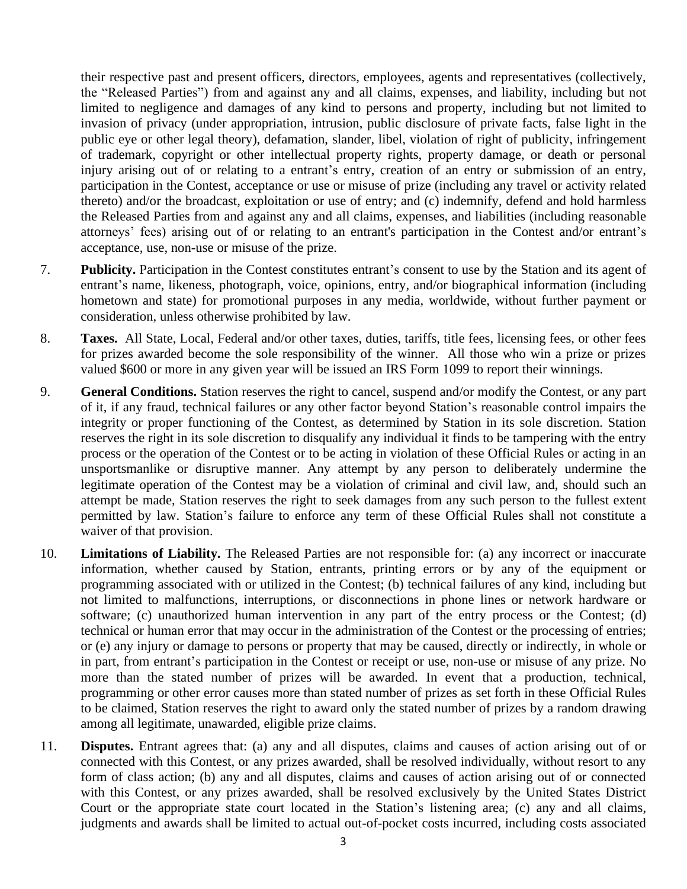their respective past and present officers, directors, employees, agents and representatives (collectively, the "Released Parties") from and against any and all claims, expenses, and liability, including but not limited to negligence and damages of any kind to persons and property, including but not limited to invasion of privacy (under appropriation, intrusion, public disclosure of private facts, false light in the public eye or other legal theory), defamation, slander, libel, violation of right of publicity, infringement of trademark, copyright or other intellectual property rights, property damage, or death or personal injury arising out of or relating to a entrant's entry, creation of an entry or submission of an entry, participation in the Contest, acceptance or use or misuse of prize (including any travel or activity related thereto) and/or the broadcast, exploitation or use of entry; and (c) indemnify, defend and hold harmless the Released Parties from and against any and all claims, expenses, and liabilities (including reasonable attorneys' fees) arising out of or relating to an entrant's participation in the Contest and/or entrant's acceptance, use, non-use or misuse of the prize.

7. **Publicity.** Participation in the Contest constitutes entrant's consent to use by the Station and its agent of entrant's name, likeness, photograph, voice, opinions, entry, and/or biographical information (including hometown and state) for promotional purposes in any media, worldwide, without further payment or consideration, unless otherwise prohibited by law.

8. **Taxes.** All State, Local, Federal and/or other taxes, duties, tariffs, title fees, licensing fees, or other fees for prizes awarded become the sole responsibility of the winner. All those who win a prize or prizes valued $600 or more in any given year will be issued an IRS Form 1099 to report their winnings.

9. **General Conditions.** Station reserves the right to cancel, suspend and/or modify the Contest, or any part of it, if any fraud, technical failures or any other factor beyond Station's reasonable control impairs the integrity or proper functioning of the Contest, as determined by Station in its sole discretion. Station reserves the right in its sole discretion to disqualify any individual it finds to be tampering with the entry process or the operation of the Contest or to be acting in violation of these Official Rules or acting in an unsportsmanlike or disruptive manner. Any attempt by any person to deliberately undermine the legitimate operation of the Contest may be a violation of criminal and civil law, and, should such an attempt be made, Station reserves the right to seek damages from any such person to the fullest extent permitted by law. Station's failure to enforce any term of these Official Rules shall not constitute a waiver of that provision.

10. **Limitations of Liability.** The Released Parties are not responsible for: (a) any incorrect or inaccurate information, whether caused by Station, entrants, printing errors or by any of the equipment or programming associated with or utilized in the Contest; (b) technical failures of any kind, including but not limited to malfunctions, interruptions, or disconnections in phone lines or network hardware or software; (c) unauthorized human intervention in any part of the entry process or the Contest; (d) technical or human error that may occur in the administration of the Contest or the processing of entries; or (e) any injury or damage to persons or property that may be caused, directly or indirectly, in whole or in part, from entrant's participation in the Contest or receipt or use, non-use or misuse of any prize. No more than the stated number of prizes will be awarded. In event that a production, technical, programming or other error causes more than stated number of prizes as set forth in these Official Rules to be claimed, Station reserves the right to award only the stated number of prizes by a random drawing among all legitimate, unawarded, eligible prize claims.

11. **Disputes.** Entrant agrees that: (a) any and all disputes, claims and causes of action arising out of or connected with this Contest, or any prizes awarded, shall be resolved individually, without resort to any form of class action; (b) any and all disputes, claims and causes of action arising out of or connected with this Contest, or any prizes awarded, shall be resolved exclusively by the United States District Court or the appropriate state court located in the Station's listening area; (c) any and all claims, judgments and awards shall be limited to actual out-of-pocket costs incurred, including costs associated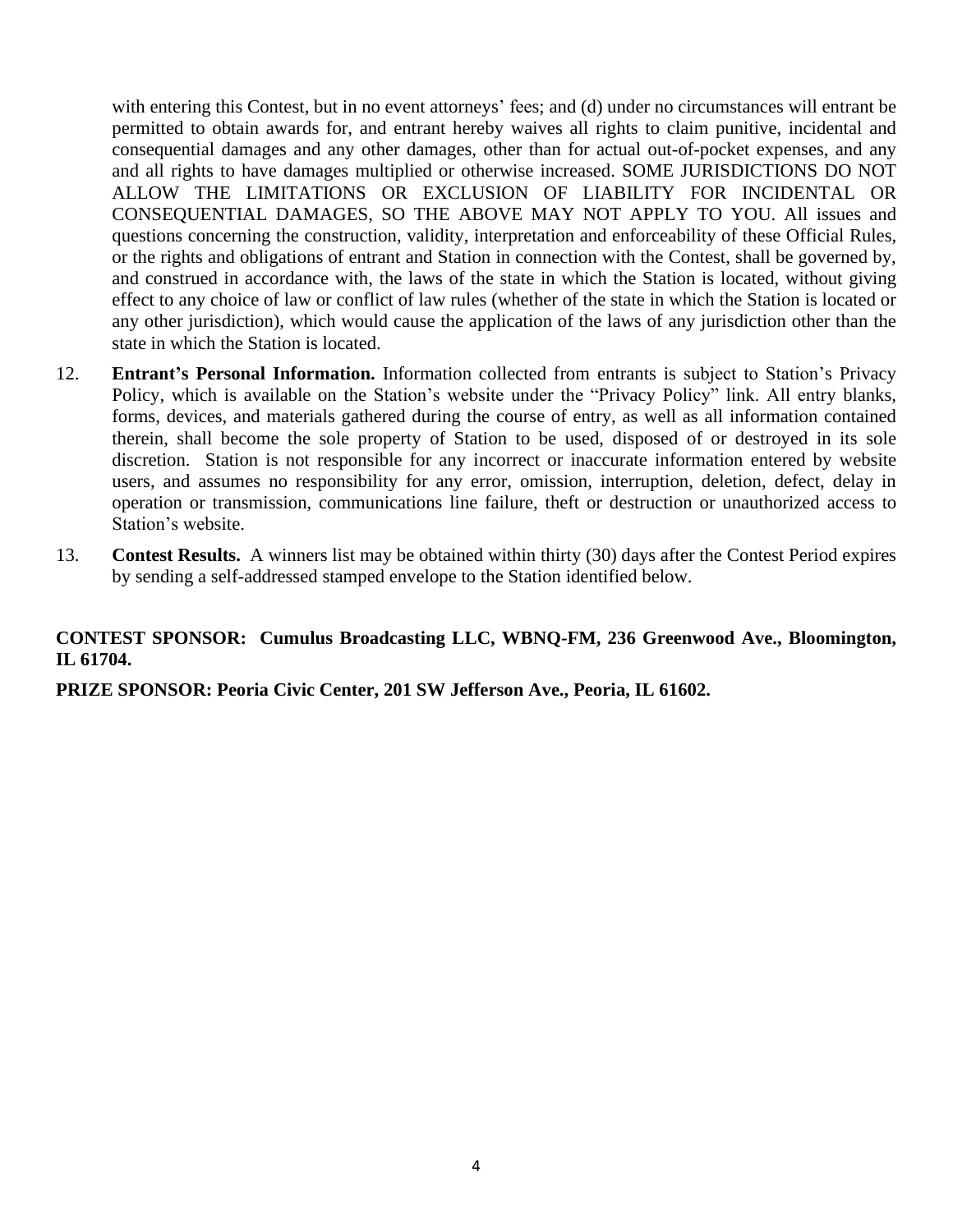with entering this Contest, but in no event attorneys' fees; and (d) under no circumstances will entrant be permitted to obtain awards for, and entrant hereby waives all rights to claim punitive, incidental and consequential damages and any other damages, other than for actual out-of-pocket expenses, and any and all rights to have damages multiplied or otherwise increased. SOME JURISDICTIONS DO NOT ALLOW THE LIMITATIONS OR EXCLUSION OF LIABILITY FOR INCIDENTAL OR CONSEQUENTIAL DAMAGES, SO THE ABOVE MAY NOT APPLY TO YOU. All issues and questions concerning the construction, validity, interpretation and enforceability of these Official Rules, or the rights and obligations of entrant and Station in connection with the Contest, shall be governed by, and construed in accordance with, the laws of the state in which the Station is located, without giving effect to any choice of law or conflict of law rules (whether of the state in which the Station is located or any other jurisdiction), which would cause the application of the laws of any jurisdiction other than the state in which the Station is located.

12. **Entrant's Personal Information.** Information collected from entrants is subject to Station's Privacy Policy, which is available on the Station's website under the "Privacy Policy" link. All entry blanks, forms, devices, and materials gathered during the course of entry, as well as all information contained therein, shall become the sole property of Station to be used, disposed of or destroyed in its sole discretion. Station is not responsible for any incorrect or inaccurate information entered by website users, and assumes no responsibility for any error, omission, interruption, deletion, defect, delay in operation or transmission, communications line failure, theft or destruction or unauthorized access to Station's website.

13. **Contest Results.** A winners list may be obtained within thirty (30) days after the Contest Period expires by sending a self-addressed stamped envelope to the Station identified below.

**CONTEST SPONSOR: Cumulus Broadcasting LLC, WBNQ-FM, 236 Greenwood Ave., Bloomington, IL 61704.**

**PRIZE SPONSOR: Peoria Civic Center, 201 SW Jefferson Ave., Peoria, IL 61602.**